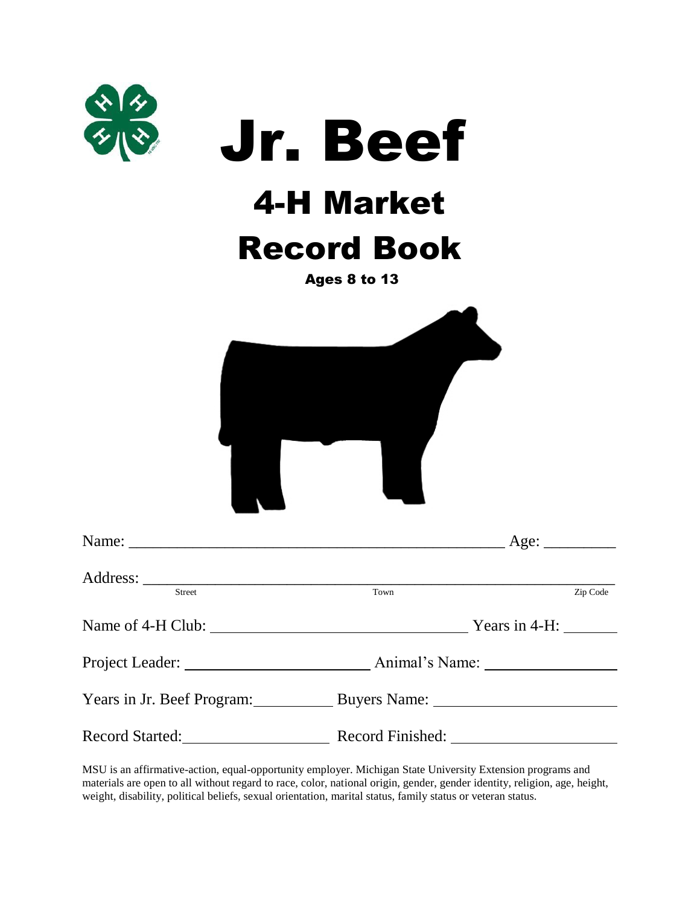# Jr. Beef

## 4-H Market

## Record Book

**Ages 8 to 13**

Name: ______________________________________________ Age: _________

Address: ___________________________________________________________
Street Town Zip Code

Name of 4-H Club: ________________________________ Years in 4-H: _______

Project Leader: _______________________ Animal's Name: ________________

Years in Jr. Beef Program: __________ Buyers Name: _______________________

Record Started: ___________________ Record Finished: _____________________

MSU is an affirmative-action, equal-opportunity employer. Michigan State University Extension programs and materials are open to all without regard to race, color, national origin, gender, gender identity, religion, age, height, weight, disability, political beliefs, sexual orientation, marital status, family status or veteran status.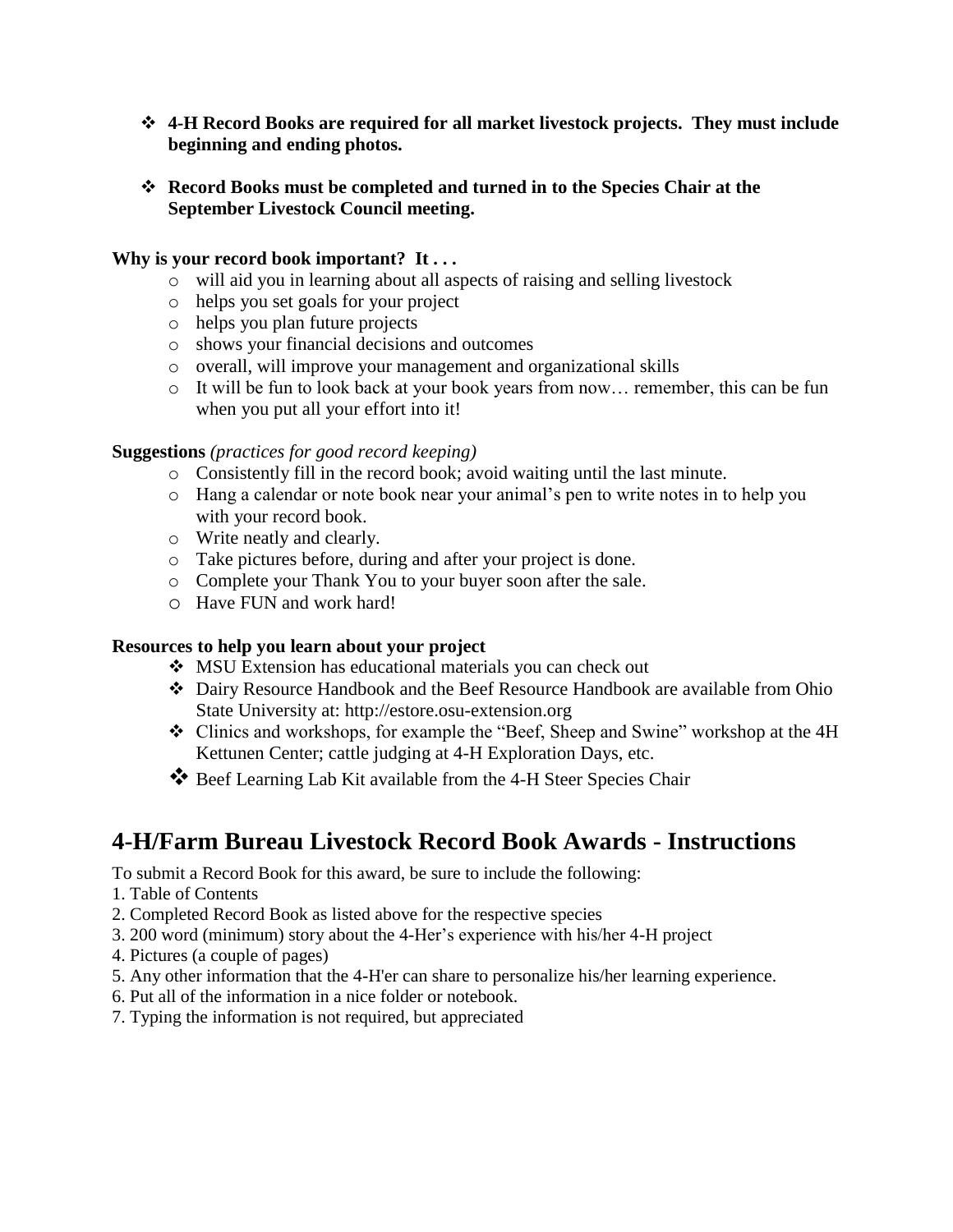- **4-H Record Books are required for all market livestock projects. They must include beginning and ending photos.**

- **Record Books must be completed and turned in to the Species Chair at the September Livestock Council meeting.**

**Why is your record book important? It . . .**

- will aid you in learning about all aspects of raising and selling livestock
- helps you set goals for your project
- helps you plan future projects
- shows your financial decisions and outcomes
- overall, will improve your management and organizational skills
- It will be fun to look back at your book years from now… remember, this can be fun when you put all your effort into it!

**Suggestions** *(practices for good record keeping)*

- Consistently fill in the record book; avoid waiting until the last minute.
- Hang a calendar or note book near your animal's pen to write notes in to help you with your record book.
- Write neatly and clearly.
- Take pictures before, during and after your project is done.
- Complete your Thank You to your buyer soon after the sale.
- Have FUN and work hard!

**Resources to help you learn about your project**

- MSU Extension has educational materials you can check out
- Dairy Resource Handbook and the Beef Resource Handbook are available from Ohio State University at: http://estore.osu-extension.org
- Clinics and workshops, for example the "Beef, Sheep and Swine" workshop at the 4H Kettunen Center; cattle judging at 4-H Exploration Days, etc.
- Beef Learning Lab Kit available from the 4-H Steer Species Chair

## 4-H/Farm Bureau Livestock Record Book Awards - Instructions

To submit a Record Book for this award, be sure to include the following:

1. Table of Contents
2. Completed Record Book as listed above for the respective species
3. 200 word (minimum) story about the 4-Her's experience with his/her 4-H project
4. Pictures (a couple of pages)
5. Any other information that the 4-H'er can share to personalize his/her learning experience.
6. Put all of the information in a nice folder or notebook.
7. Typing the information is not required, but appreciated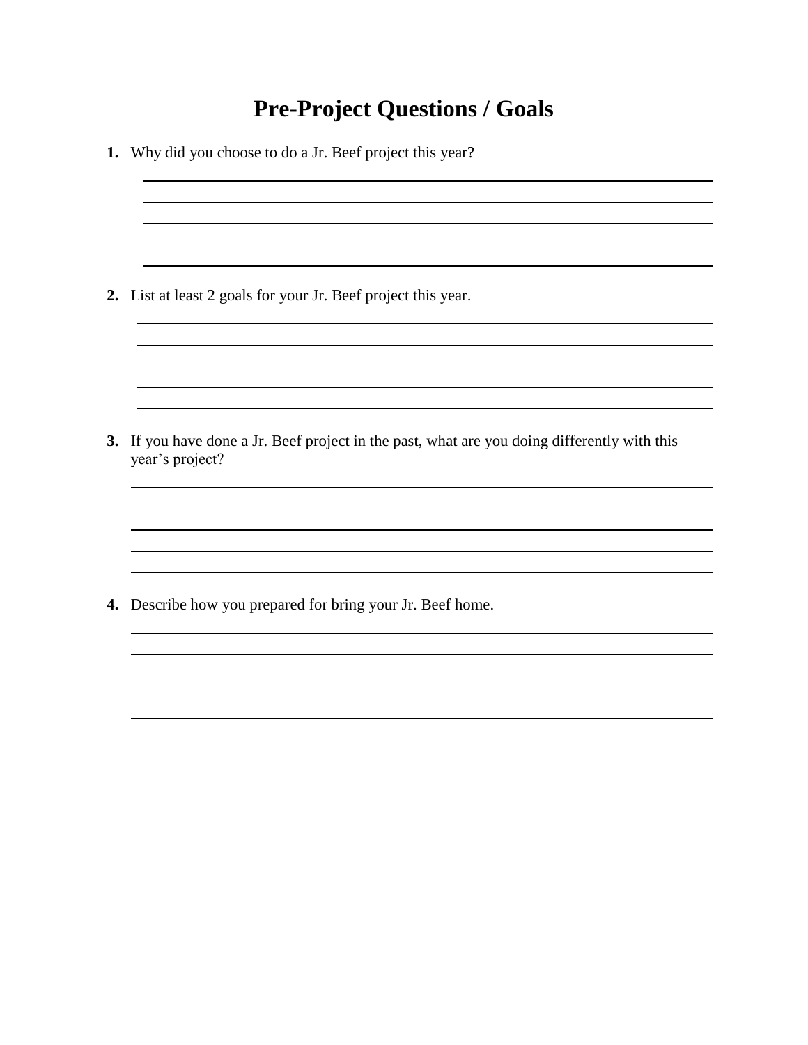# Pre-Project Questions / Goals

1. Why did you choose to do a Jr. Beef project this year?

_______________________________________________
_______________________________________________
_______________________________________________
_______________________________________________
_______________________________________________

2. List at least 2 goals for your Jr. Beef project this year.

_______________________________________________
_______________________________________________
_______________________________________________
_______________________________________________
_______________________________________________

3. If you have done a Jr. Beef project in the past, what are you doing differently with this year's project?

_______________________________________________
_______________________________________________
_______________________________________________
_______________________________________________
_______________________________________________

4. Describe how you prepared for bring your Jr. Beef home.

_______________________________________________
_______________________________________________
_______________________________________________
_______________________________________________
_______________________________________________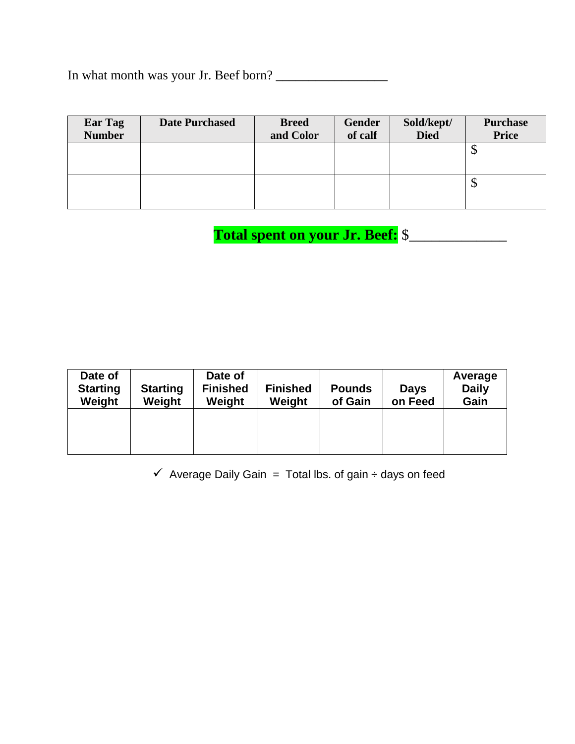In what month was your Jr. Beef born? ________________

| Ear Tag Number | Date Purchased | Breed and Color | Gender of calf | Sold/kept/ Died | Purchase Price |
| --- | --- | --- | --- | --- | --- |
| | | | | | $ |
| | | | | | $ |

**Total spent on your Jr. Beef:** $_____________

| Date of Starting Weight | Starting Weight | Date of Finished Weight | Finished Weight | Pounds of Gain | Days on Feed | Average Daily Gain |
| --- | --- | --- | --- | --- | --- | --- |
| | | | | | | |

✓ Average Daily Gain = Total lbs. of gain ÷ days on feed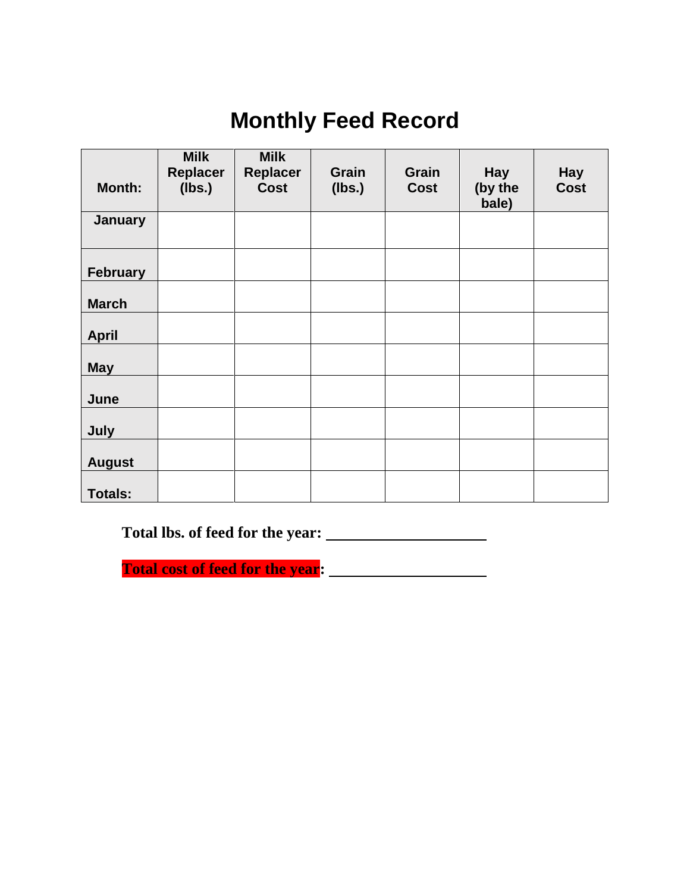# Monthly Feed Record

| Month: | Milk Replacer (lbs.) | Milk Replacer Cost | Grain (lbs.) | Grain Cost | Hay (by the bale) | Hay Cost |
|---|---|---|---|---|---|---|
| January | | | | | | |
| February | | | | | | |
| March | | | | | | |
| April | | | | | | |
| May | | | | | | |
| June | | | | | | |
| July | | | | | | |
| August | | | | | | |
| Totals: | | | | | | |

**Total lbs. of feed for the year:** ____________________

**Total cost of feed for the year:** ____________________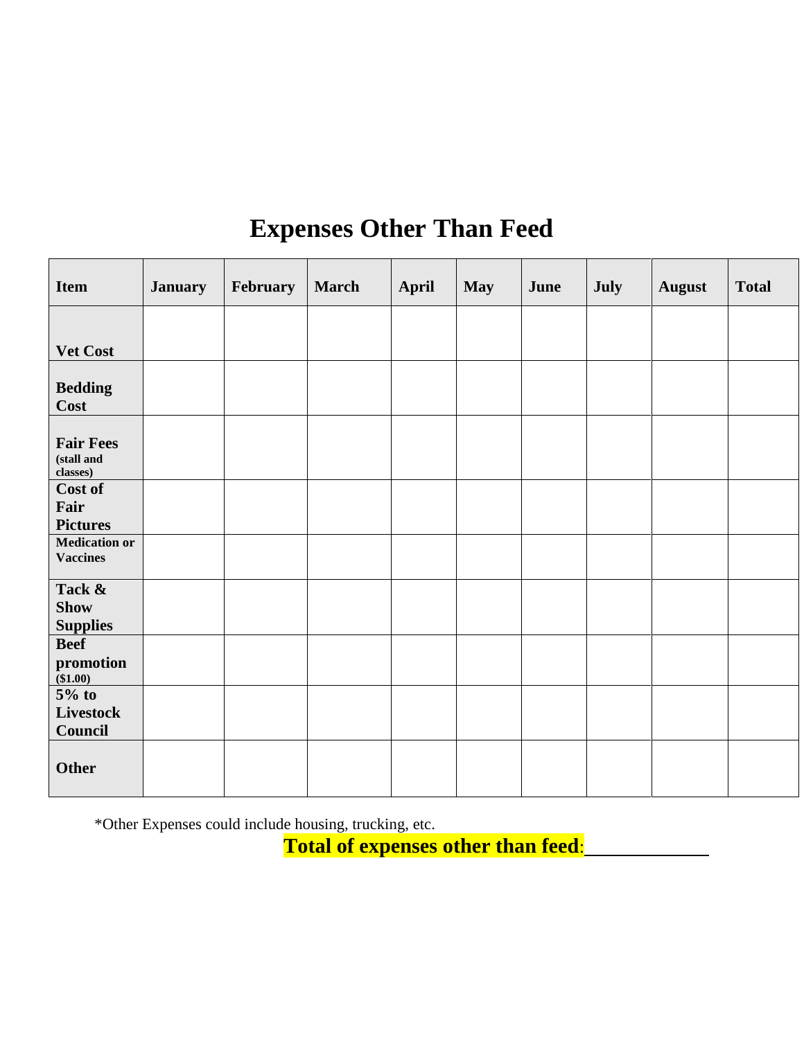# Expenses Other Than Feed

| Item | January | February | March | April | May | June | July | August | Total |
|---|---|---|---|---|---|---|---|---|---|
| **Vet Cost** | | | | | | | | | |
| **Bedding Cost** | | | | | | | | | |
| **Fair Fees** (stall and classes) | | | | | | | | | |
| **Cost of Fair Pictures** | | | | | | | | | |
| **Medication or Vaccines** | | | | | | | | | |
| **Tack & Show Supplies** | | | | | | | | | |
| **Beef promotion** ($1.00) | | | | | | | | | |
| **5% to Livestock Council** | | | | | | | | | |
| **Other** | | | | | | | | | |

*Other Expenses could include housing, trucking, etc.

**Total of expenses other than feed**:____________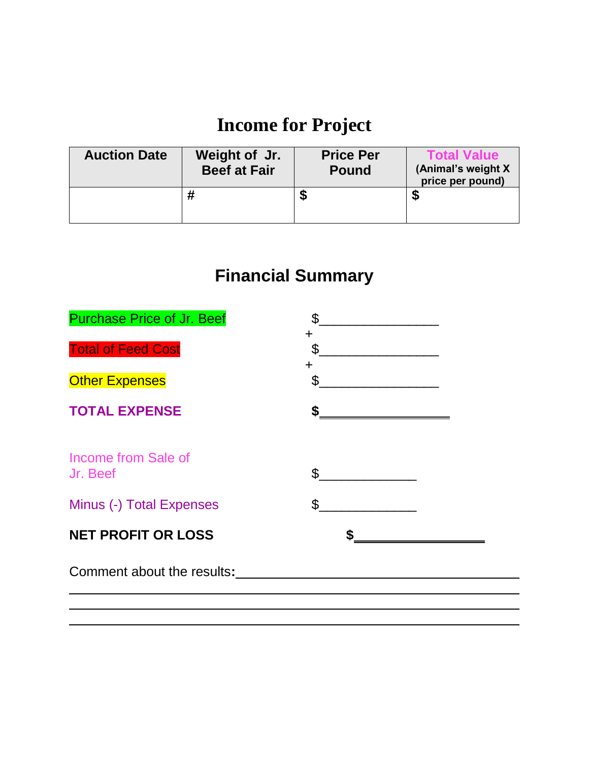# Income for Project

| Auction Date | Weight of Jr. Beef at Fair | Price Per Pound | Total Value (Animal's weight X price per pound) |
|---|---|---|---|
| | # | $ | $ |

## Financial Summary

Purchase Price of Jr. Beef $________________
+
Total of Feed Cost $________________
+
Other Expenses $________________

**TOTAL EXPENSE** **$________________**

Income from Sale of Jr. Beef $_____________

Minus (-) Total Expenses $_____________

**NET PROFIT OR LOSS** **$________________**

Comment about the results**:**_________________________________________
_____________________________________________________________
_____________________________________________________________
_____________________________________________________________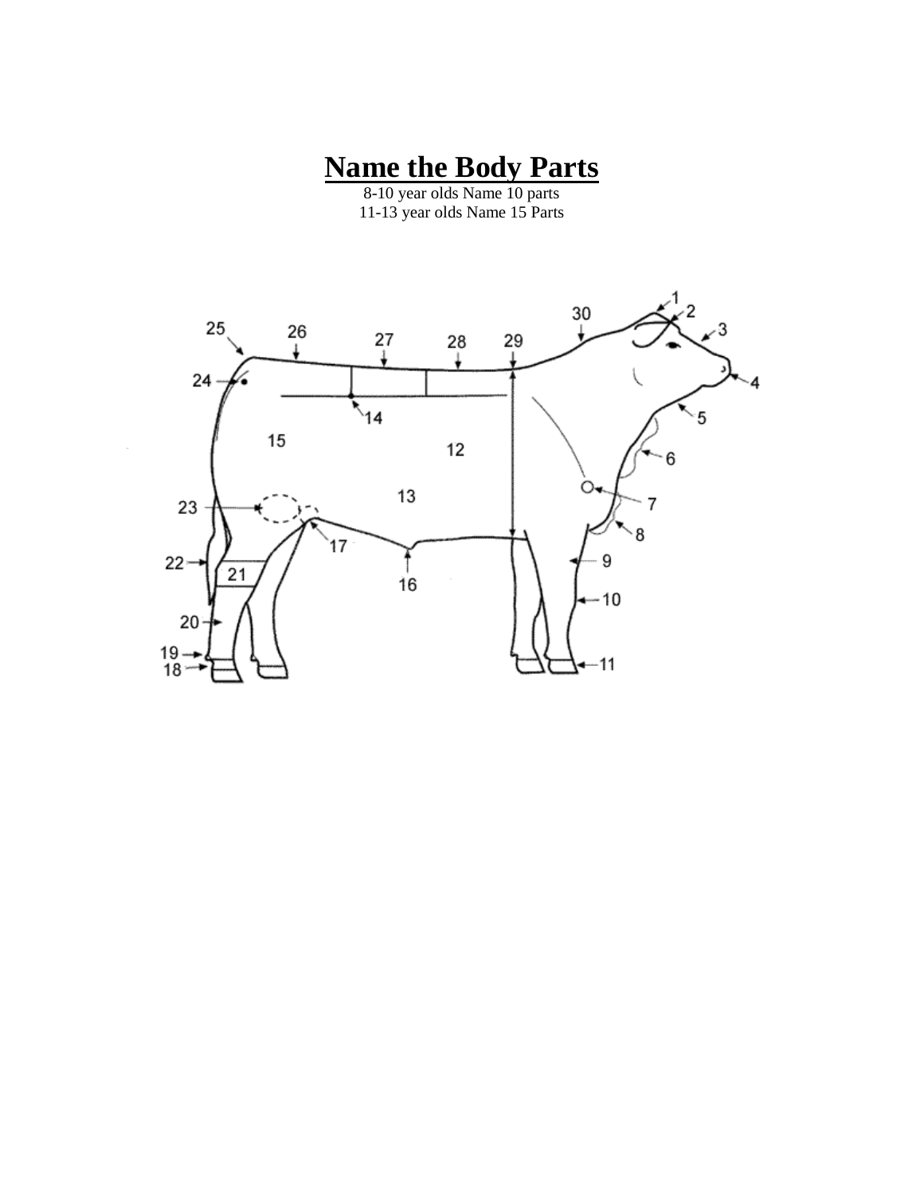# Name the Body Parts

8-10 year olds Name 10 parts
11-13 year olds Name 15 Parts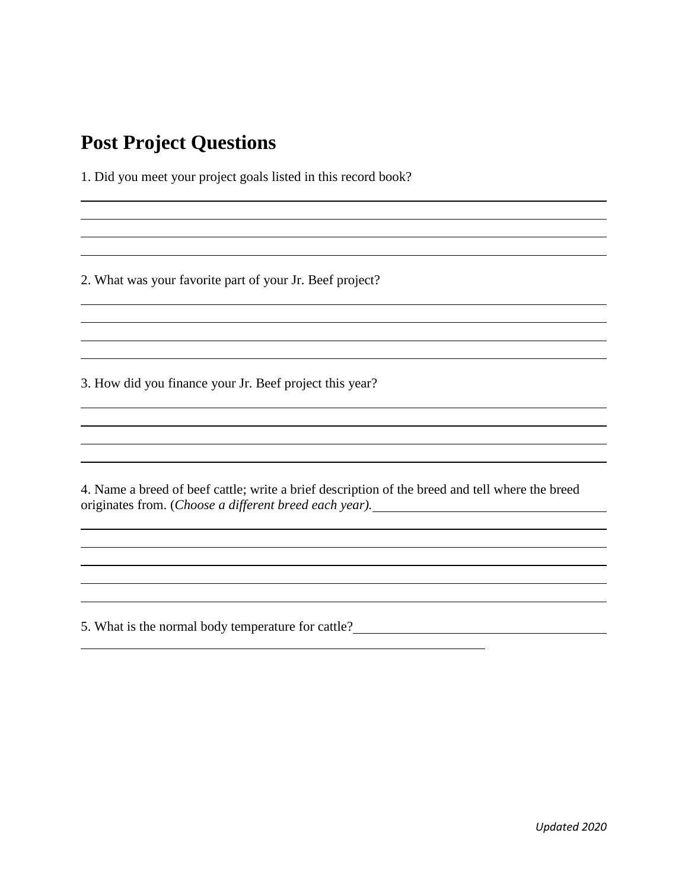# Post Project Questions

1. Did you meet your project goals listed in this record book?

2. What was your favorite part of your Jr. Beef project?

3. How did you finance your Jr. Beef project this year?

4. Name a breed of beef cattle; write a brief description of the breed and tell where the breed originates from. (*Choose a different breed each year).*

5. What is the normal body temperature for cattle?

*Updated 2020*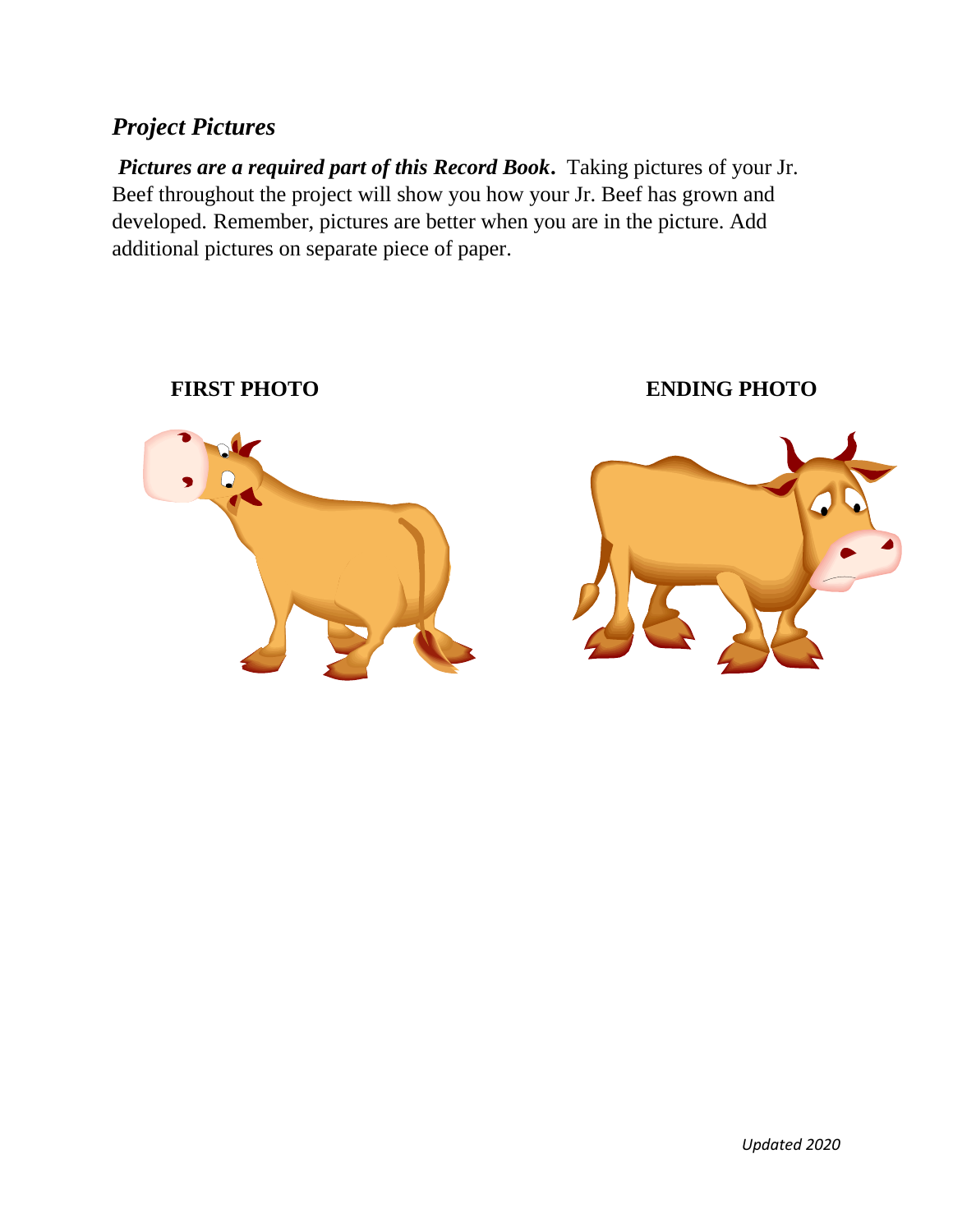## *Project Pictures*

***Pictures are a required part of this Record Book.*** Taking pictures of your Jr. Beef throughout the project will show you how your Jr. Beef has grown and developed. Remember, pictures are better when you are in the picture. Add additional pictures on separate piece of paper.

**FIRST PHOTO**

**ENDING PHOTO**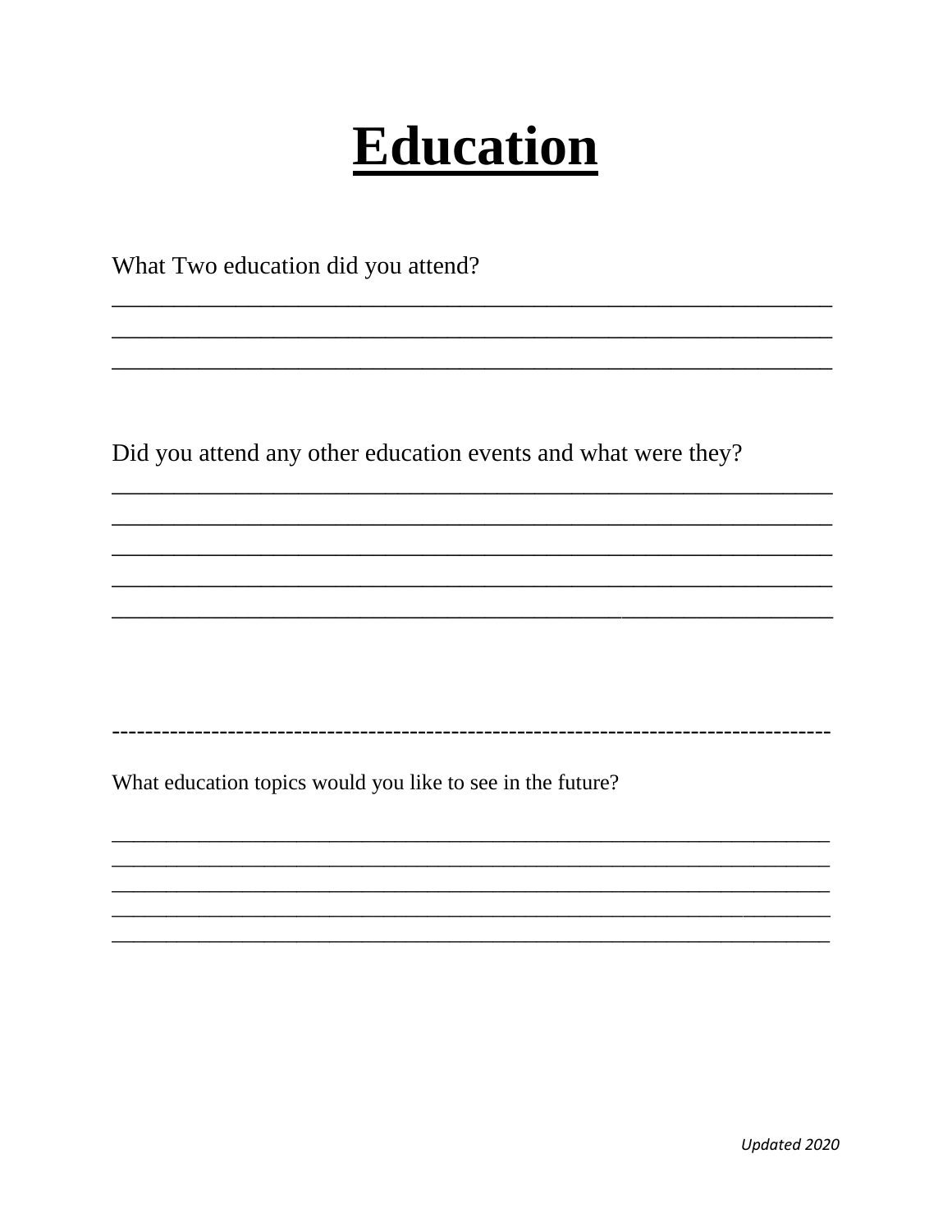# Education

What Two education did you attend?

_______________________________________________________________

_______________________________________________________________

_______________________________________________________________

Did you attend any other education events and what were they?

_______________________________________________________________

_______________________________________________________________

_______________________________________________________________

_______________________________________________________________

_______________________________________________________________

---------------------------------------------------------------------------------------

What education topics would you like to see in the future?

_______________________________________________________________

_______________________________________________________________

_______________________________________________________________

_______________________________________________________________

_______________________________________________________________

*Updated 2020*